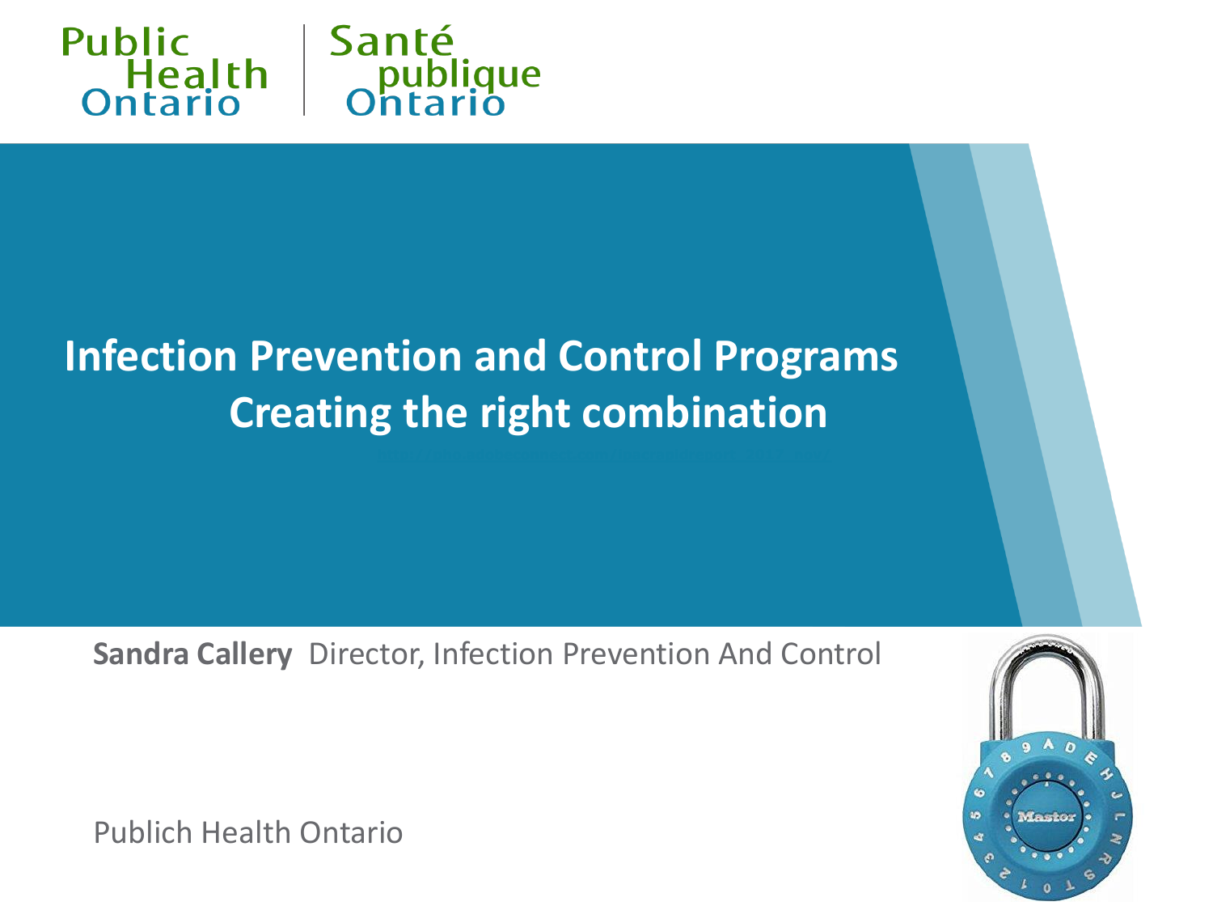Public Health Ontario | Santé publique Ontario

# Infection Prevention and Control Programs
## Creating the right combination

**Sandra Callery** Director, Infection Prevention And Control

Publich Health Ontario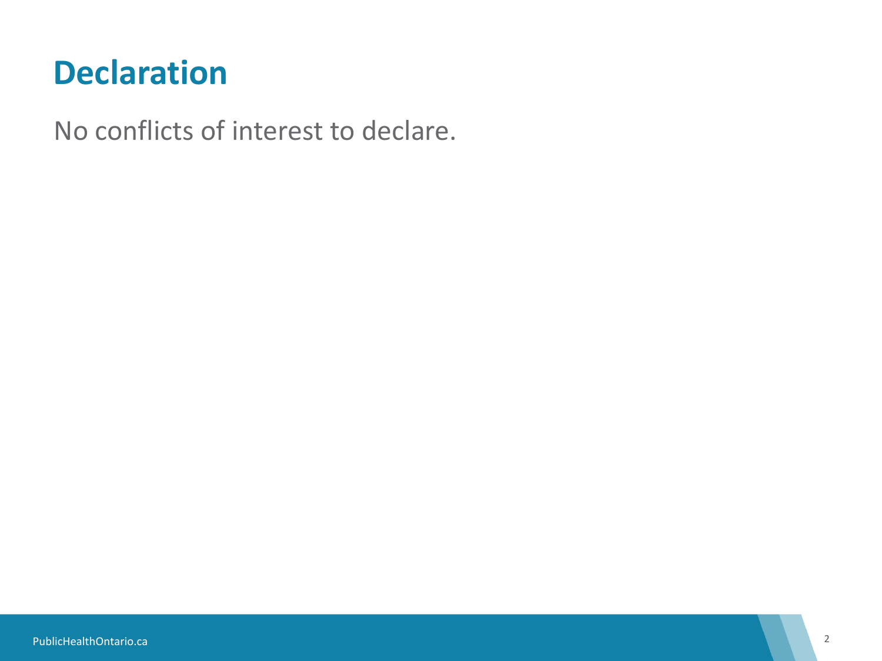# Declaration

No conflicts of interest to declare.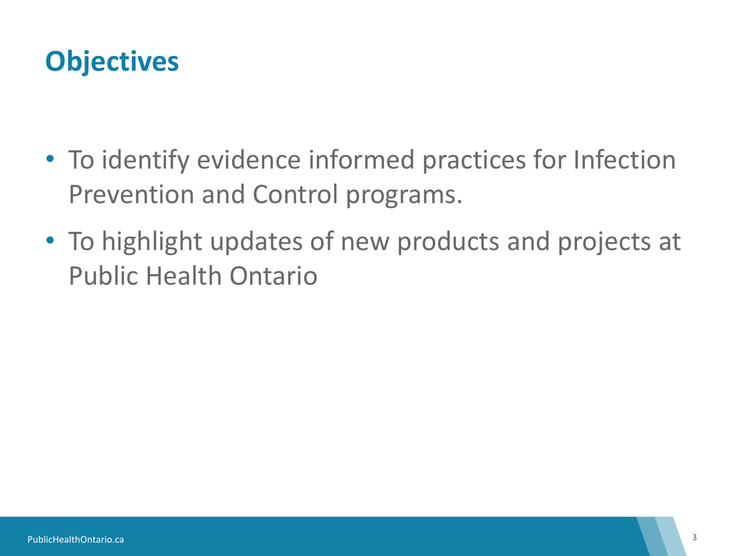# Objectives

- To identify evidence informed practices for Infection Prevention and Control programs.
- To highlight updates of new products and projects at Public Health Ontario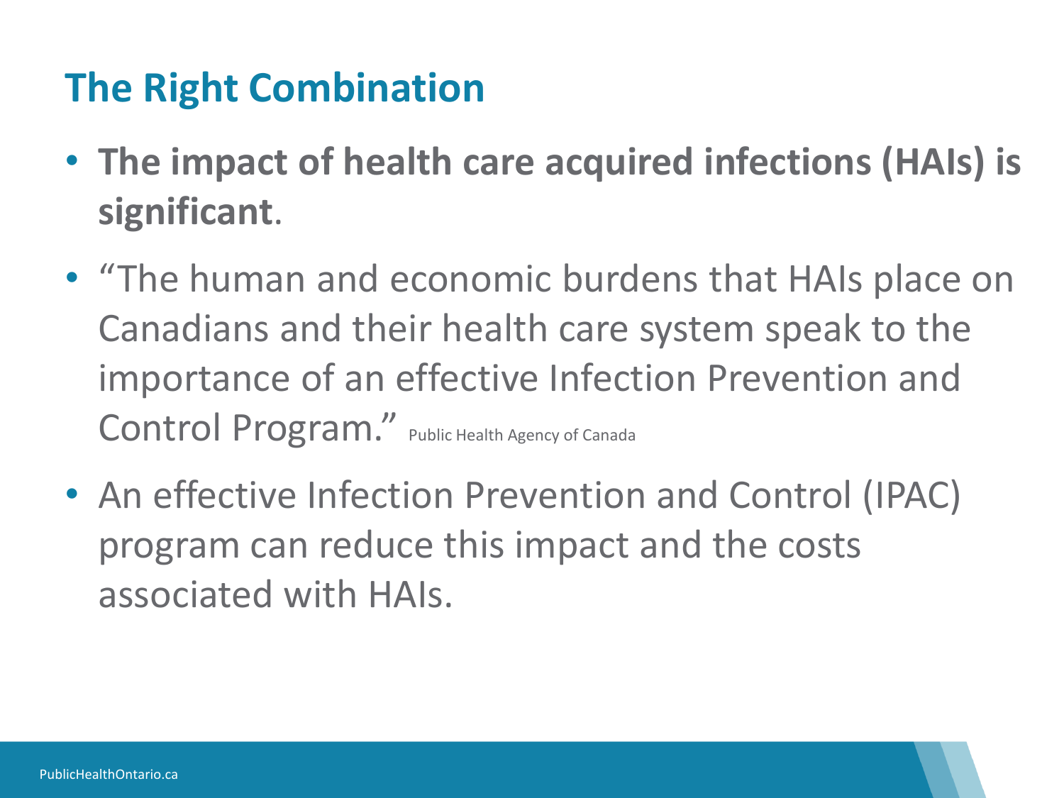# The Right Combination

- **The impact of health care acquired infections (HAIs) is significant**.
- "The human and economic burdens that HAIs place on Canadians and their health care system speak to the importance of an effective Infection Prevention and Control Program." Public Health Agency of Canada
- An effective Infection Prevention and Control (IPAC) program can reduce this impact and the costs associated with HAIs.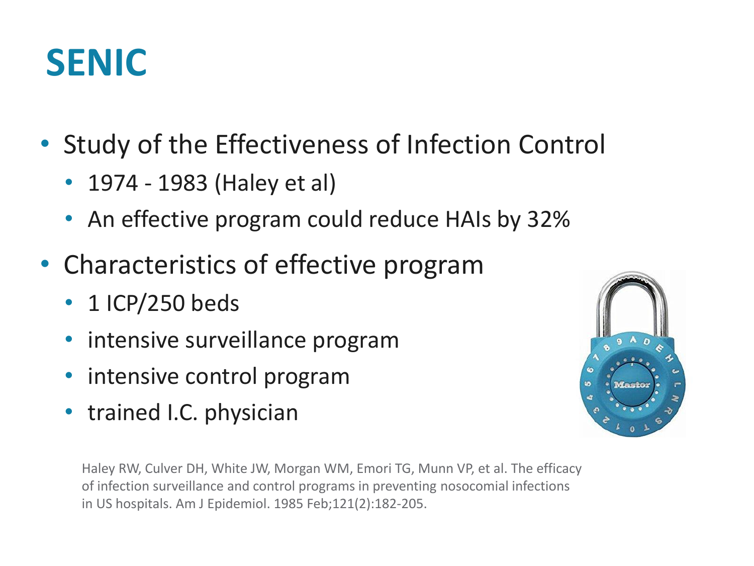# SENIC

- Study of the Effectiveness of Infection Control
  - 1974 - 1983 (Haley et al)
  - An effective program could reduce HAIs by 32%
- Characteristics of effective program
  - 1 ICP/250 beds
  - intensive surveillance program
  - intensive control program
  - trained I.C. physician

Haley RW, Culver DH, White JW, Morgan WM, Emori TG, Munn VP, et al. The efficacy of infection surveillance and control programs in preventing nosocomial infections in US hospitals. Am J Epidemiol. 1985 Feb;121(2):182-205.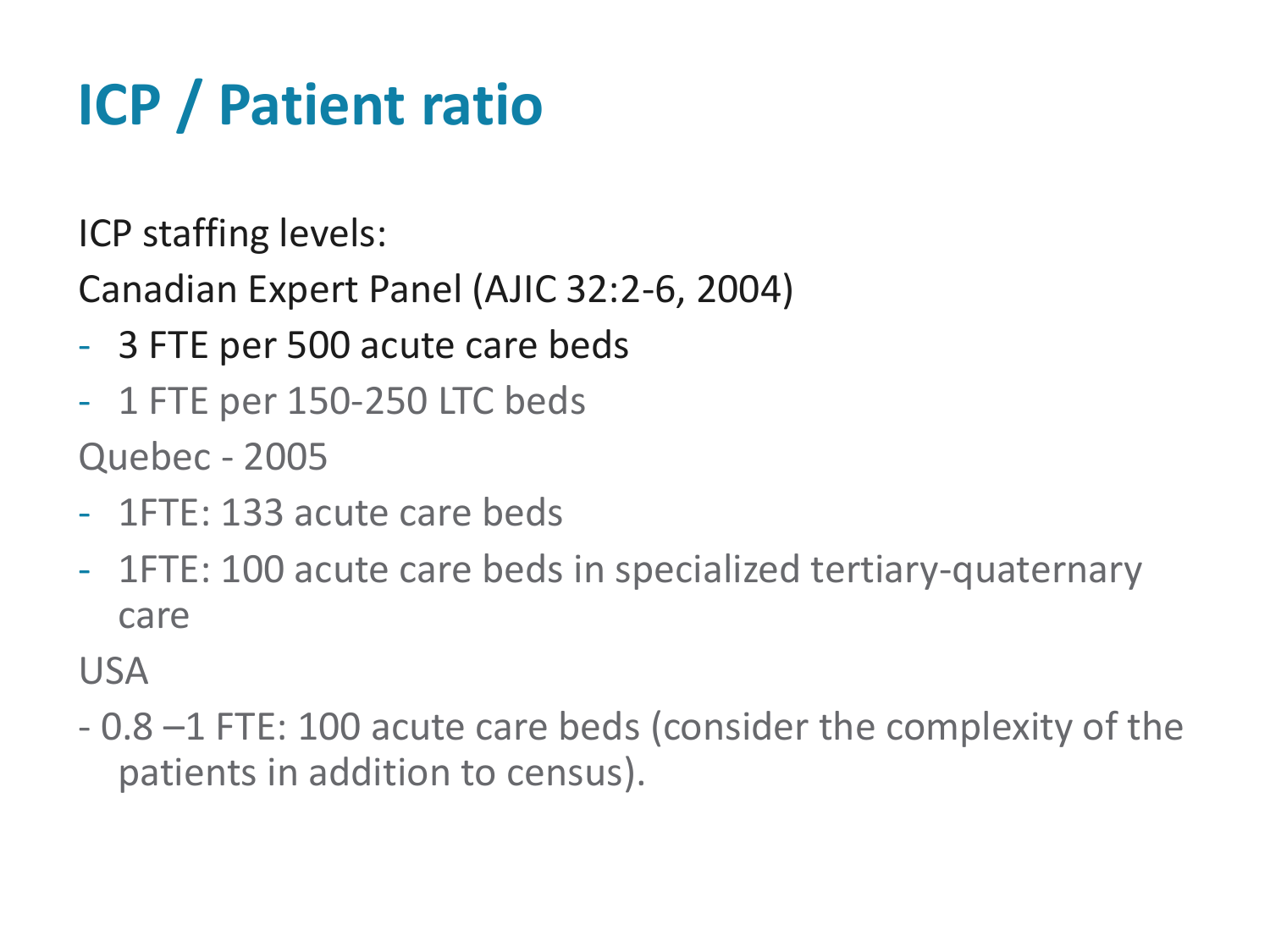# ICP / Patient ratio

ICP staffing levels:

Canadian Expert Panel (AJIC 32:2-6, 2004)

- 3 FTE per 500 acute care beds
- 1 FTE per 150-250 LTC beds

Quebec - 2005

- 1FTE: 133 acute care beds
- 1FTE: 100 acute care beds in specialized tertiary-quaternary care

USA

- 0.8 –1 FTE: 100 acute care beds (consider the complexity of the patients in addition to census).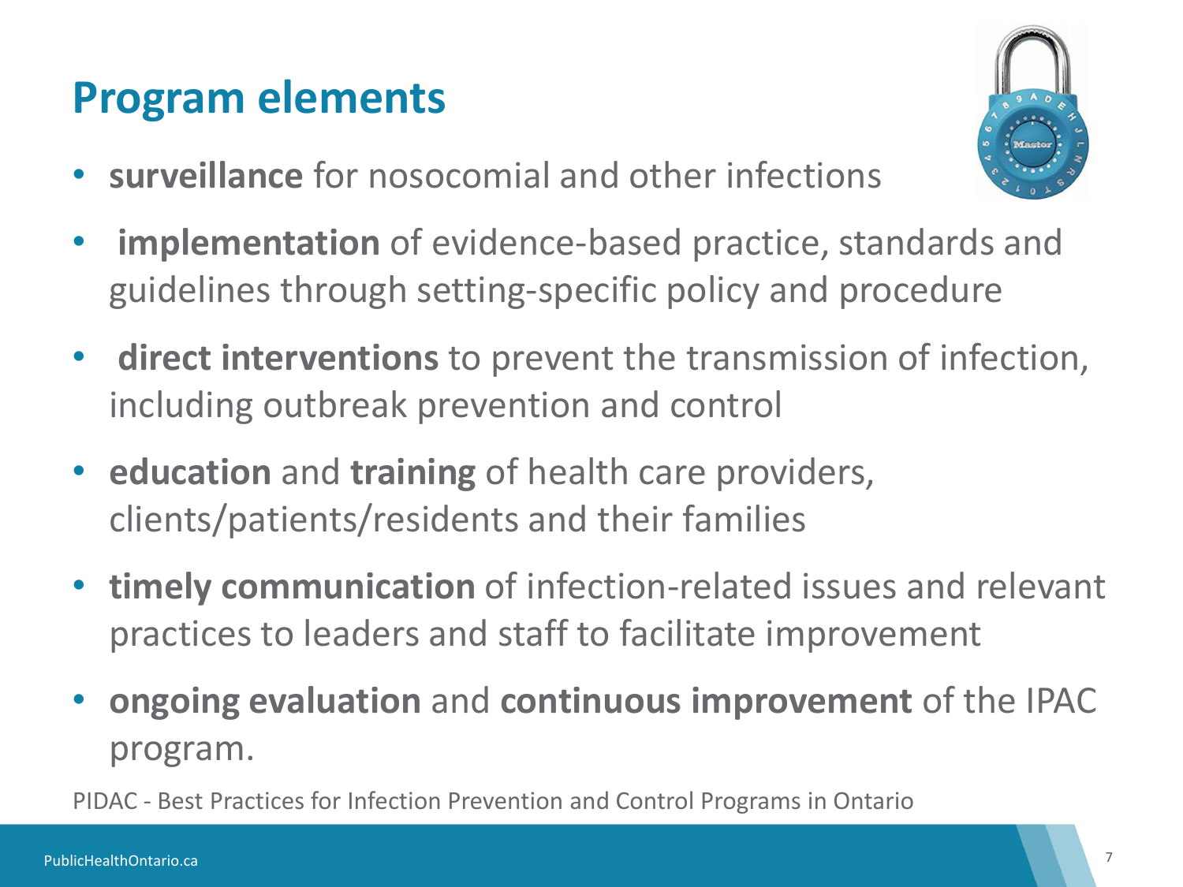# Program elements

- **surveillance** for nosocomial and other infections
- **implementation** of evidence-based practice, standards and guidelines through setting-specific policy and procedure
- **direct interventions** to prevent the transmission of infection, including outbreak prevention and control
- **education** and **training** of health care providers, clients/patients/residents and their families
- **timely communication** of infection-related issues and relevant practices to leaders and staff to facilitate improvement
- **ongoing evaluation** and **continuous improvement** of the IPAC program.

PIDAC - Best Practices for Infection Prevention and Control Programs in Ontario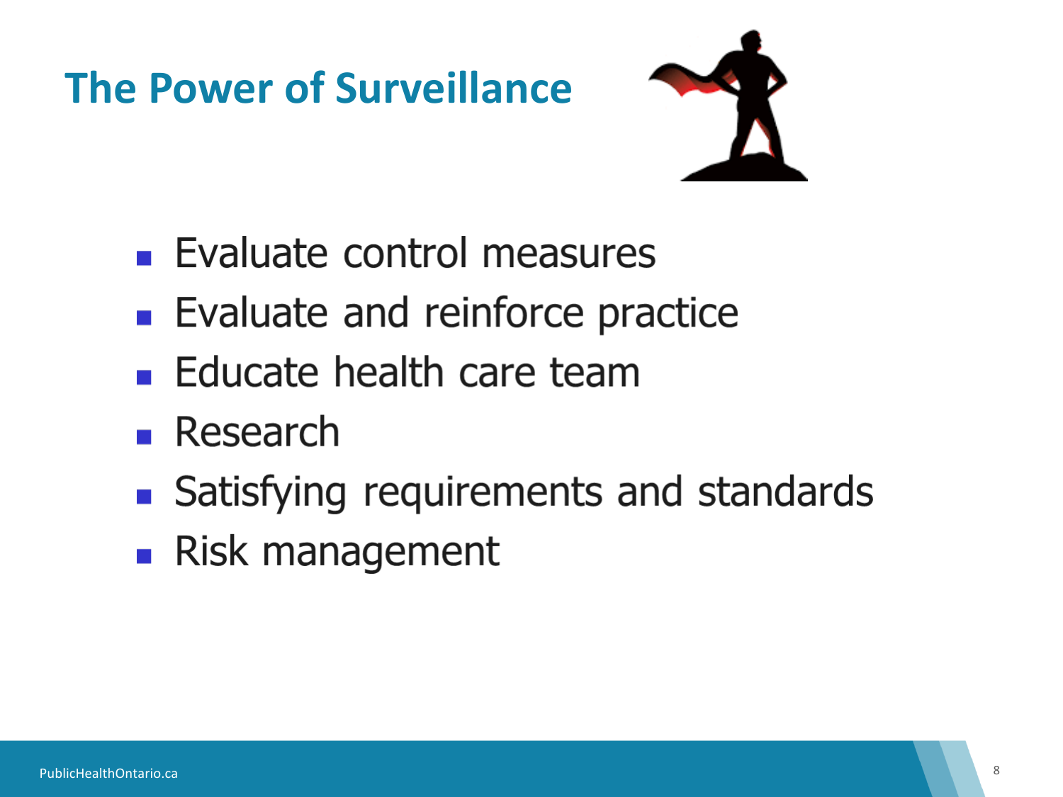# The Power of Surveillance

- Evaluate control measures
- Evaluate and reinforce practice
- Educate health care team
- Research
- Satisfying requirements and standards
- Risk management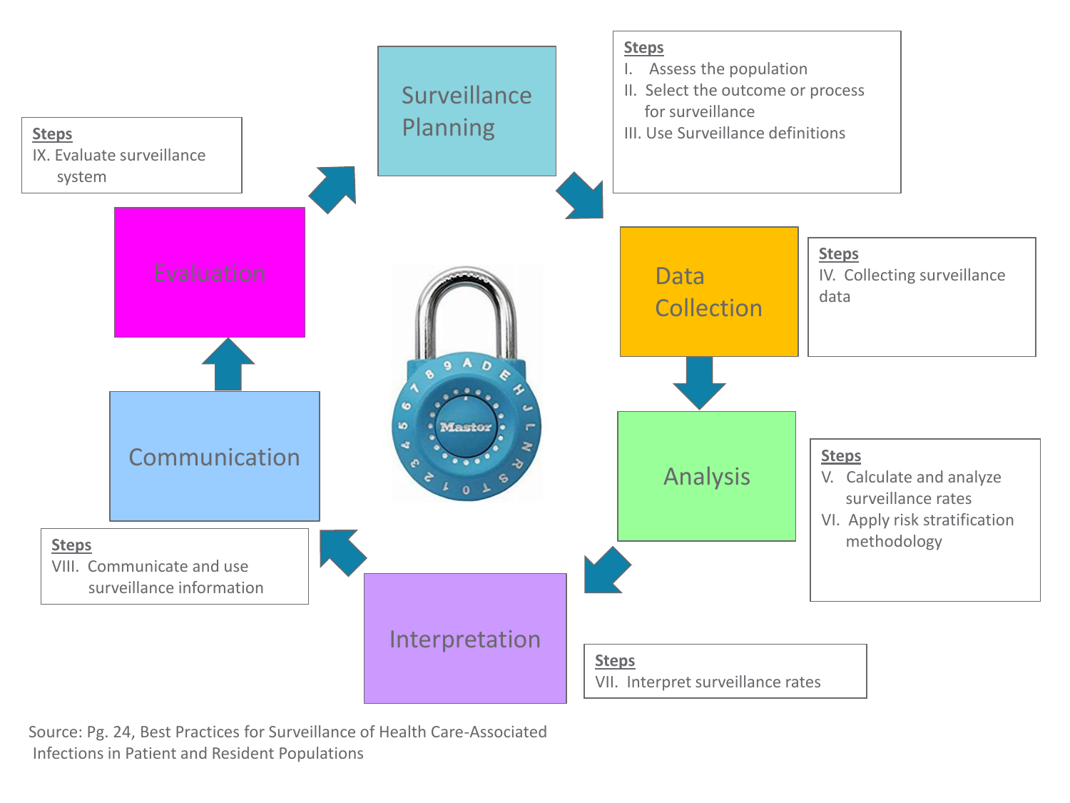## Surveillance Planning

**Steps**

I. Assess the population

II. Select the outcome or process for surveillance

III. Use Surveillance definitions

## Data Collection

**Steps**

IV. Collecting surveillance data

## Analysis

**Steps**

V. Calculate and analyze surveillance rates

VI. Apply risk stratification methodology

## Interpretation

**Steps**

VII. Interpret surveillance rates

## Communication

**Steps**

VIII. Communicate and use surveillance information

## Evaluation

**Steps**

IX. Evaluate surveillance system

Source: Pg. 24, Best Practices for Surveillance of Health Care-Associated Infections in Patient and Resident Populations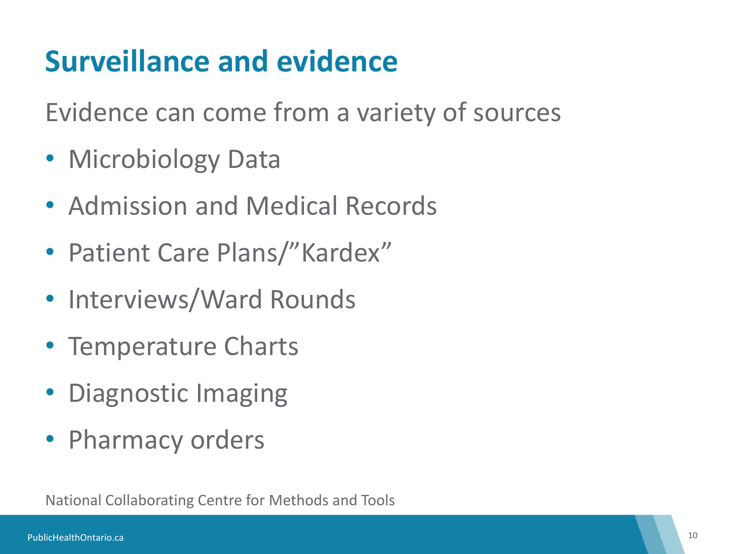# Surveillance and evidence

Evidence can come from a variety of sources

- Microbiology Data
- Admission and Medical Records
- Patient Care Plans/"Kardex"
- Interviews/Ward Rounds
- Temperature Charts
- Diagnostic Imaging
- Pharmacy orders

National Collaborating Centre for Methods and Tools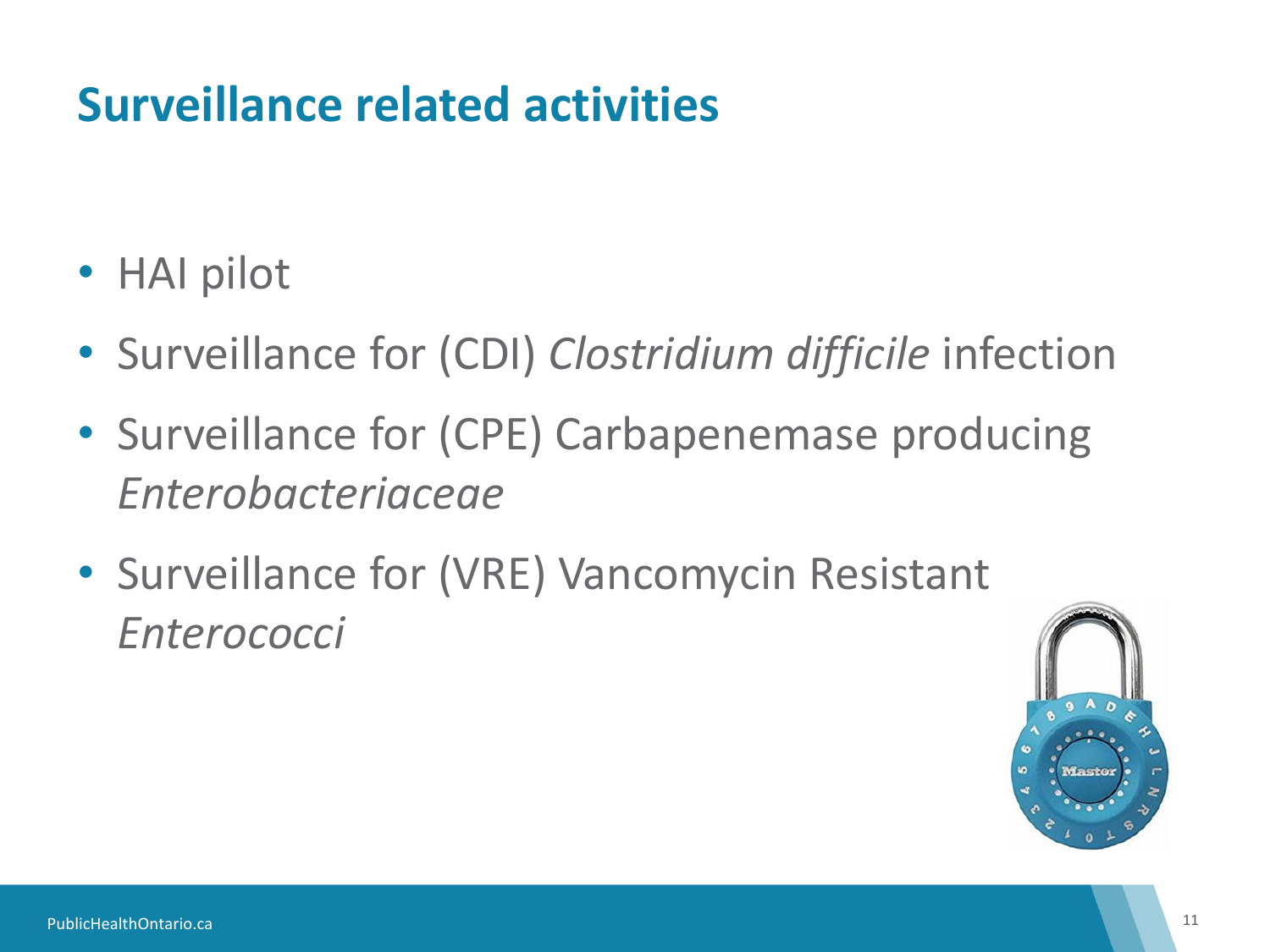# Surveillance related activities

- HAI pilot
- Surveillance for (CDI) *Clostridium difficile* infection
- Surveillance for (CPE) Carbapenemase producing *Enterobacteriaceae*
- Surveillance for (VRE) Vancomycin Resistant *Enterococci*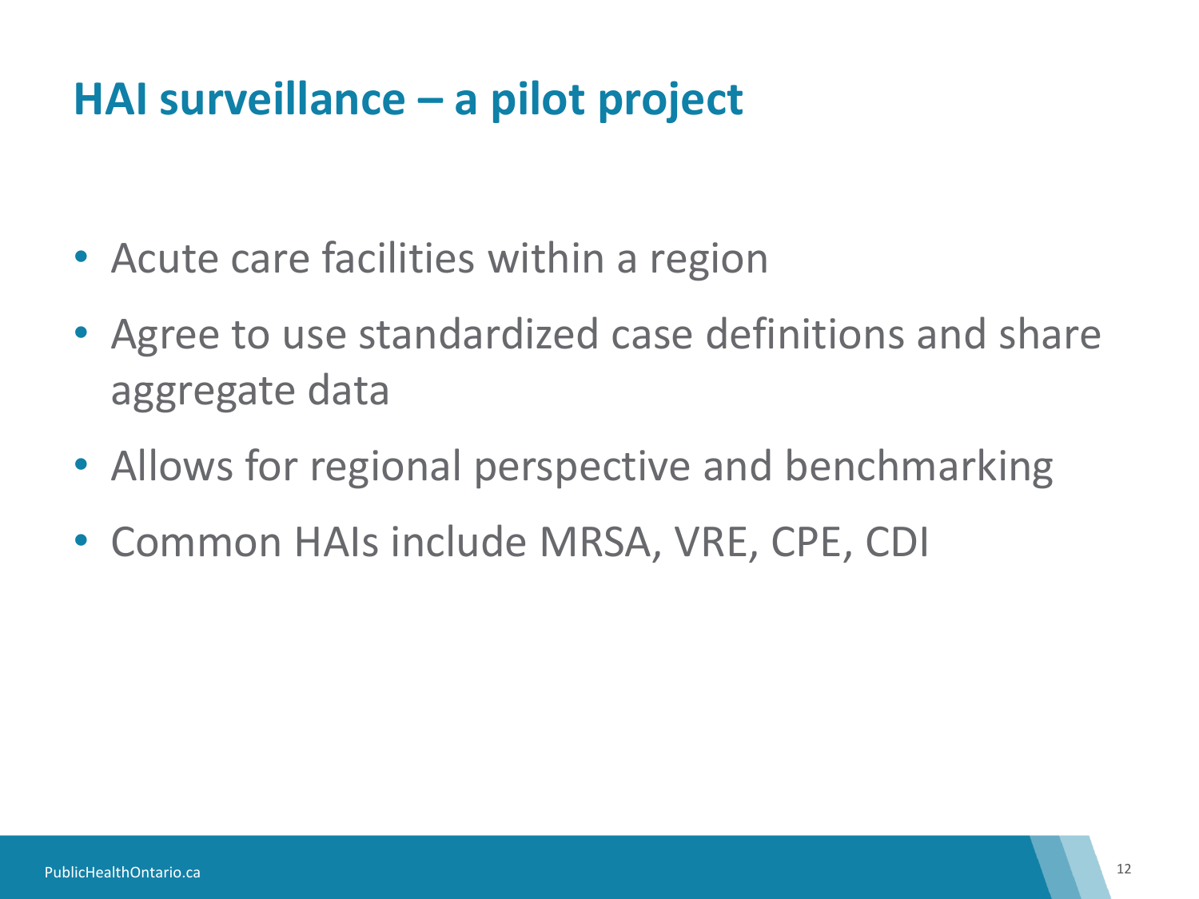# HAI surveillance – a pilot project

- Acute care facilities within a region
- Agree to use standardized case definitions and share aggregate data
- Allows for regional perspective and benchmarking
- Common HAIs include MRSA, VRE, CPE, CDI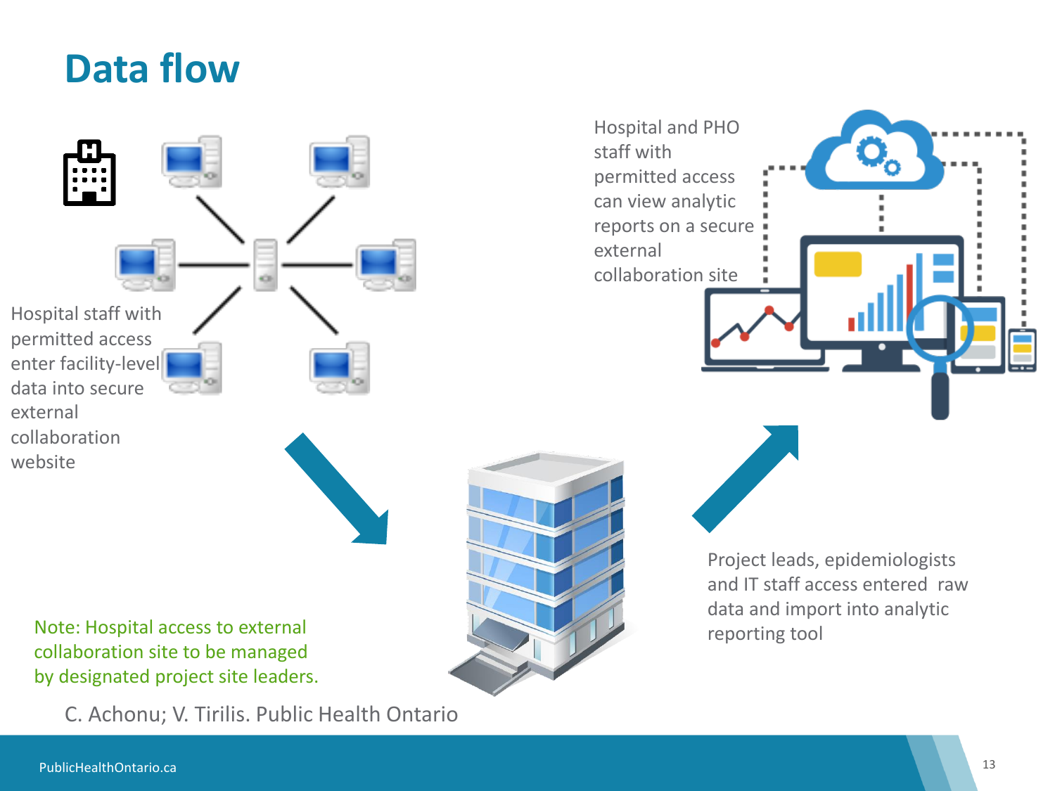# Data flow

Hospital staff with permitted access enter facility-level data into secure external collaboration website

Project leads, epidemiologists and IT staff access entered raw data and import into analytic reporting tool

Hospital and PHO staff with permitted access can view analytic reports on a secure external collaboration site

Note: Hospital access to external collaboration site to be managed by designated project site leaders.

C. Achonu; V. Tirilis. Public Health Ontario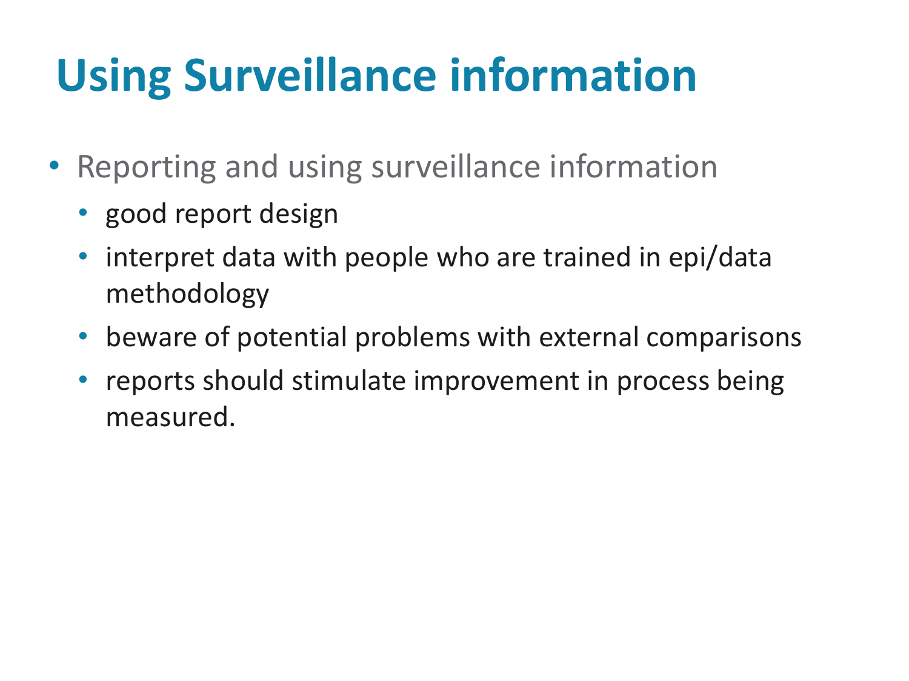# Using Surveillance information

- Reporting and using surveillance information
  - good report design
  - interpret data with people who are trained in epi/data methodology
  - beware of potential problems with external comparisons
  - reports should stimulate improvement in process being measured.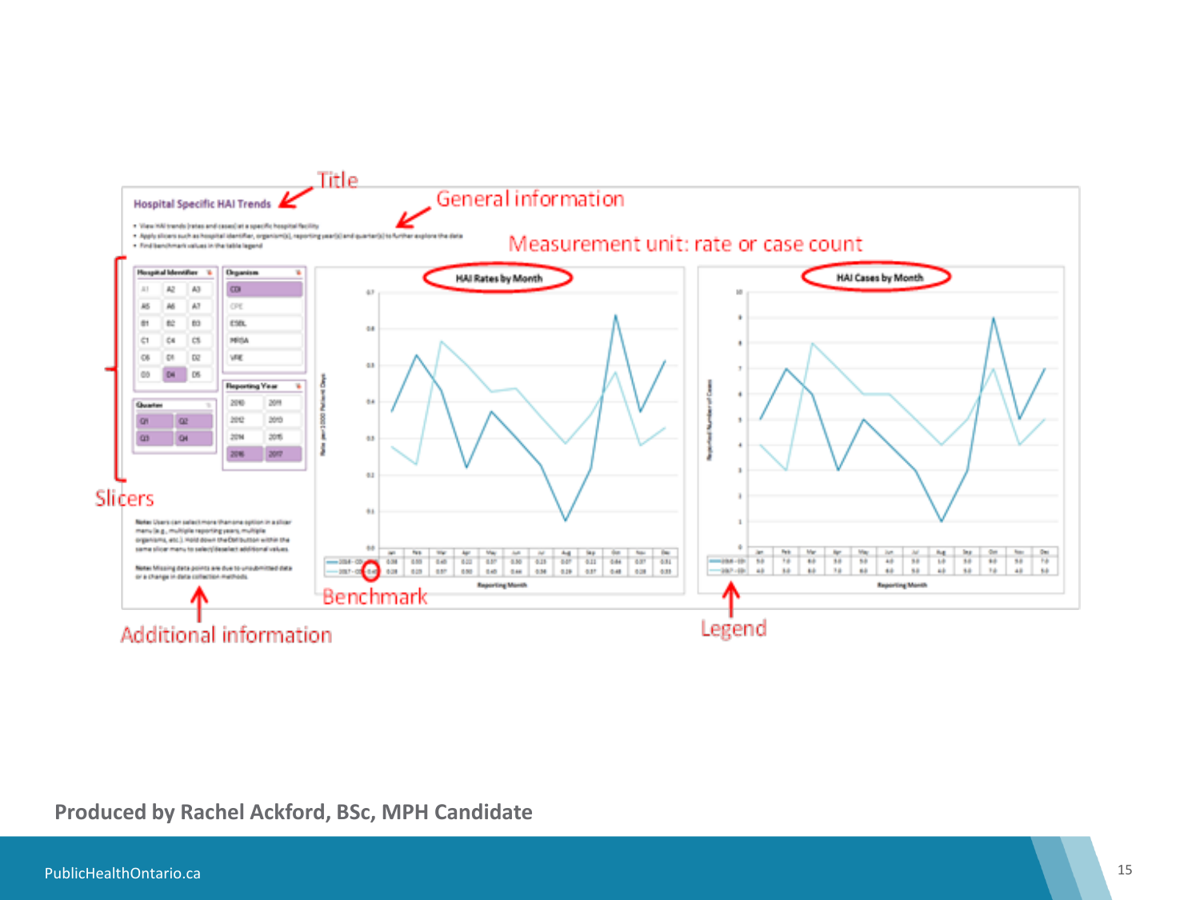Title

General information

Measurement unit: rate or case count

**Hospital Specific HAI Trends**

- View HAI trends (rates and cases) at a specific hospital facility
- Apply slicers such as hospital identifier, organism(s), reporting year(s) and quarter(s) to further explore the data
- Find benchmark values in the table legend

**HAI Rates by Month**

**HAI Cases by Month**

Slicers

Benchmark

Legend

Additional information

**Note:** Users can select more than one option in a slicer menu (e.g., multiple reporting years, multiple organisms, etc.). Hold down the Ctrl button within the same slicer menu to select/deselect additional values.

**Note:** Missing data points are due to unsubmitted data or a change in data collection methods.

**Produced by Rachel Ackford, BSc, MPH Candidate**

PublicHealthOntario.ca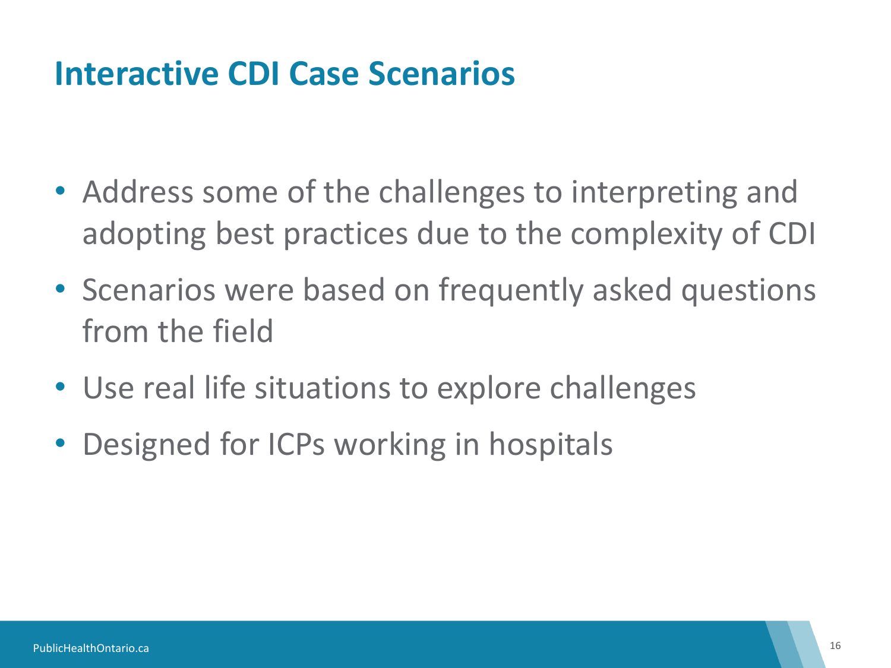# Interactive CDI Case Scenarios

- Address some of the challenges to interpreting and adopting best practices due to the complexity of CDI
- Scenarios were based on frequently asked questions from the field
- Use real life situations to explore challenges
- Designed for ICPs working in hospitals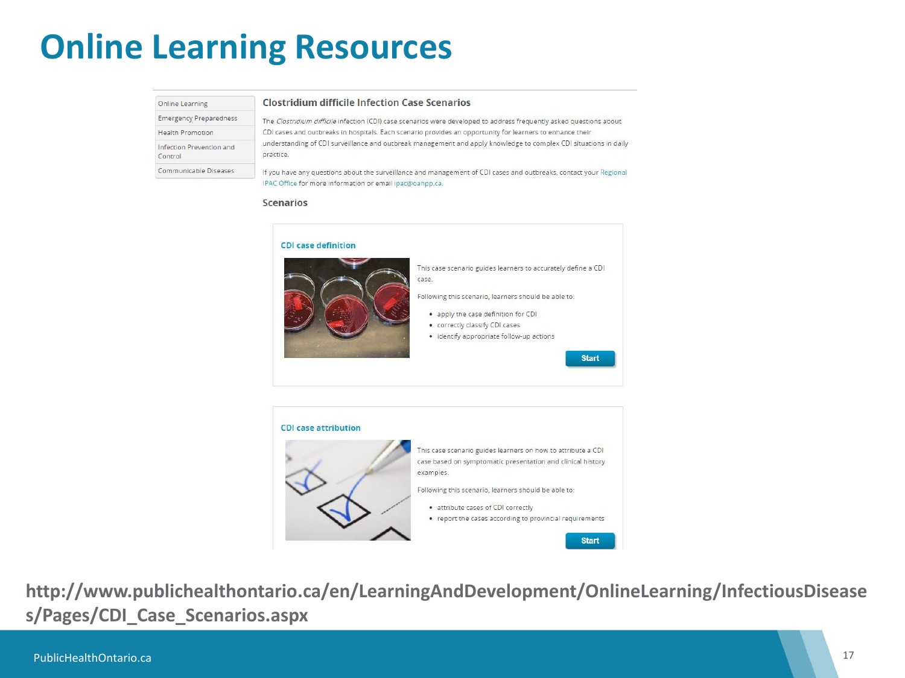# Online Learning Resources

- Online Learning
- Emergency Preparedness
- Health Promotion
- Infection Prevention and Control
- Communicable Diseases

## Clostridium difficile Infection Case Scenarios

The *Clostridium difficile* infection (CDI) case scenarios were developed to address frequently asked questions about CDI cases and outbreaks in hospitals. Each scenario provides an opportunity for learners to enhance their understanding of CDI surveillance and outbreak management and apply knowledge to complex CDI situations in daily practice.

If you have any questions about the surveillance and management of CDI cases and outbreaks, contact your Regional IPAC Office for more information or email ipac@oahpp.ca.

### Scenarios

#### CDI case definition

This case scenario guides learners to accurately define a CDI case.

Following this scenario, learners should be able to:

- apply the case definition for CDI
- correctly classify CDI cases
- identify appropriate follow-up actions

Start

#### CDI case attribution

This case scenario guides learners on how to attribute a CDI case based on symptomatic presentation and clinical history examples.

Following this scenario, learners should be able to:

- attribute cases of CDI correctly
- report the cases according to provincial requirements

Start

**http://www.publichealthontario.ca/en/LearningAndDevelopment/OnlineLearning/InfectiousDiseases/Pages/CDI_Case_Scenarios.aspx**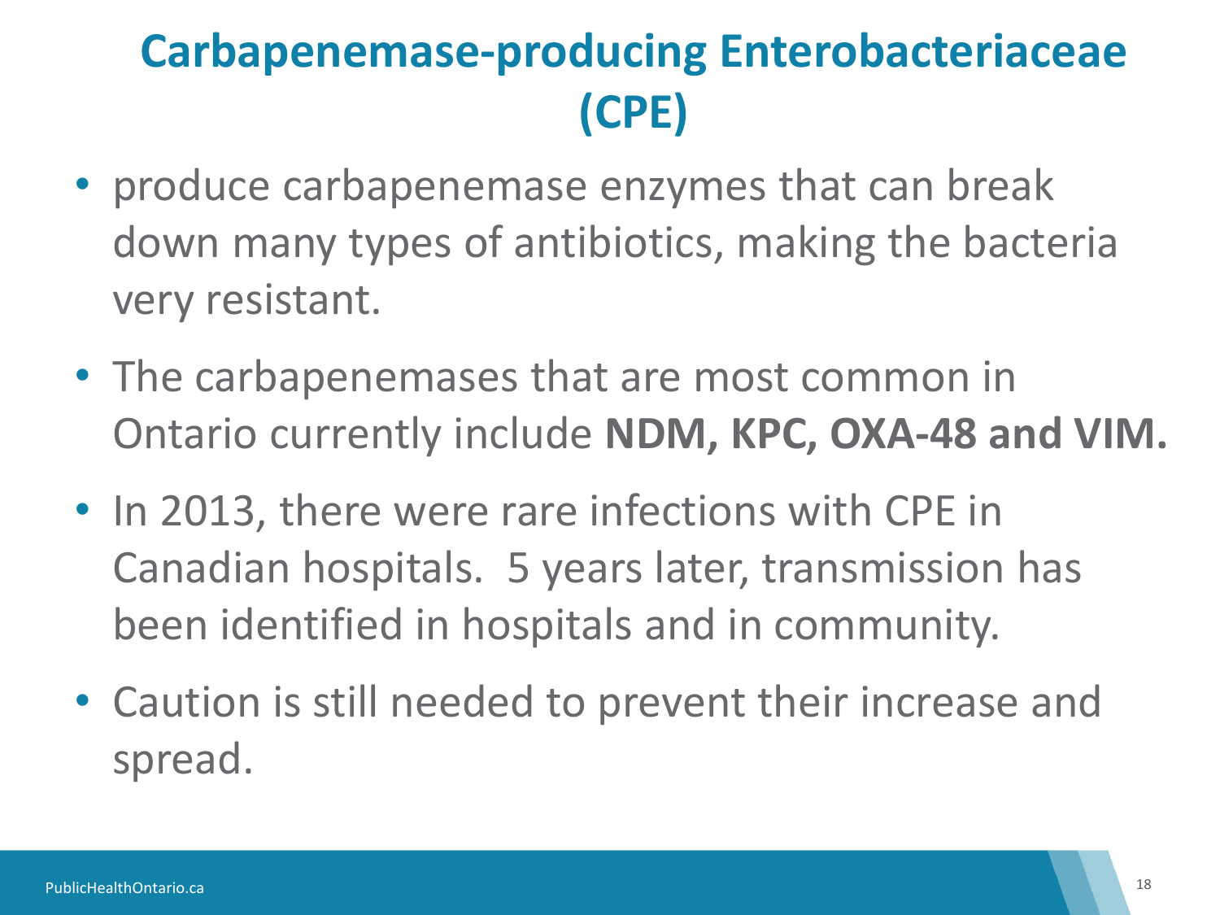# Carbapenemase-producing Enterobacteriaceae (CPE)

- produce carbapenemase enzymes that can break down many types of antibiotics, making the bacteria very resistant.
- The carbapenemases that are most common in Ontario currently include **NDM, KPC, OXA-48 and VIM.**
- In 2013, there were rare infections with CPE in Canadian hospitals. 5 years later, transmission has been identified in hospitals and in community.
- Caution is still needed to prevent their increase and spread.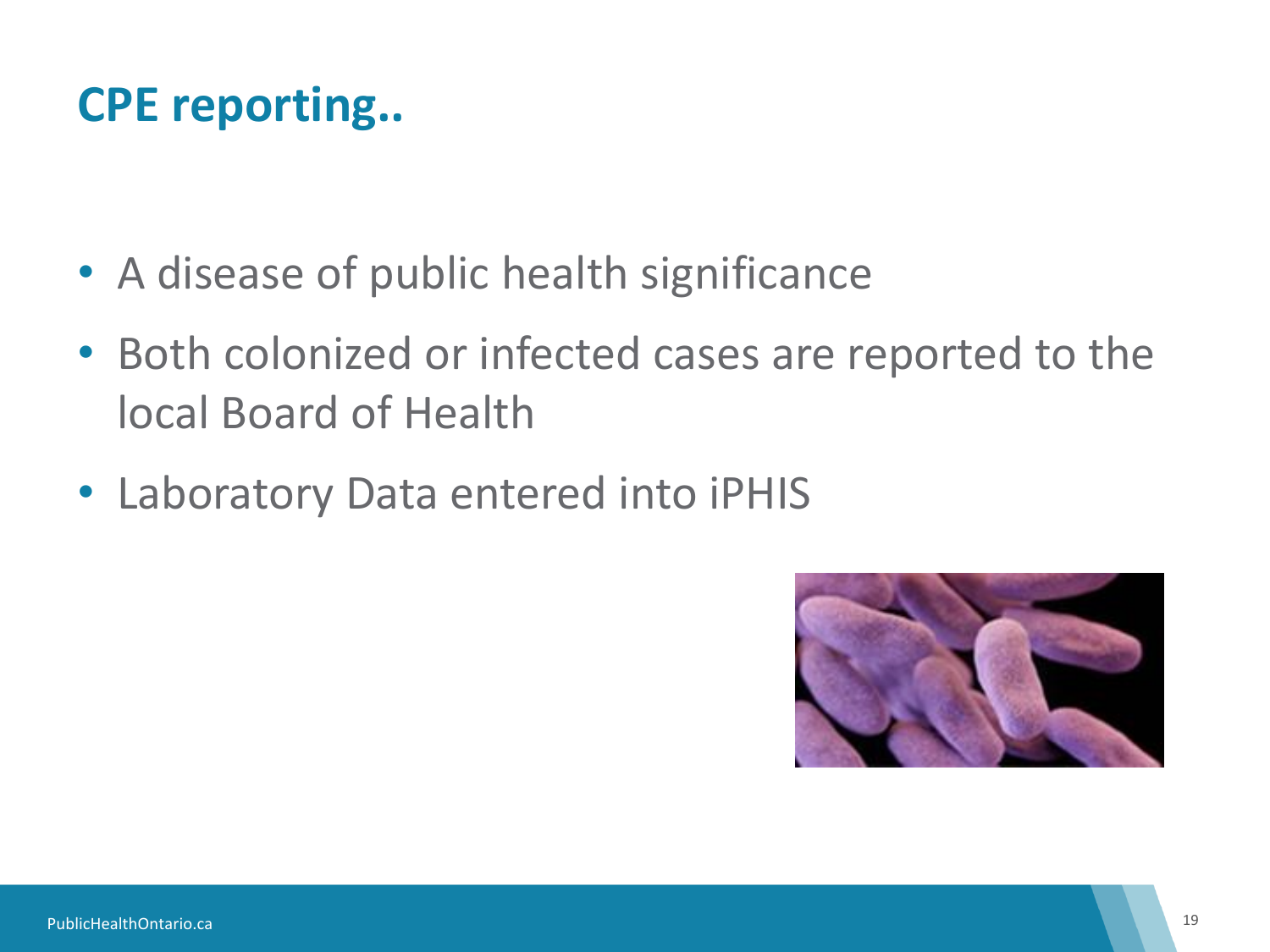# CPE reporting..

- A disease of public health significance
- Both colonized or infected cases are reported to the local Board of Health
- Laboratory Data entered into iPHIS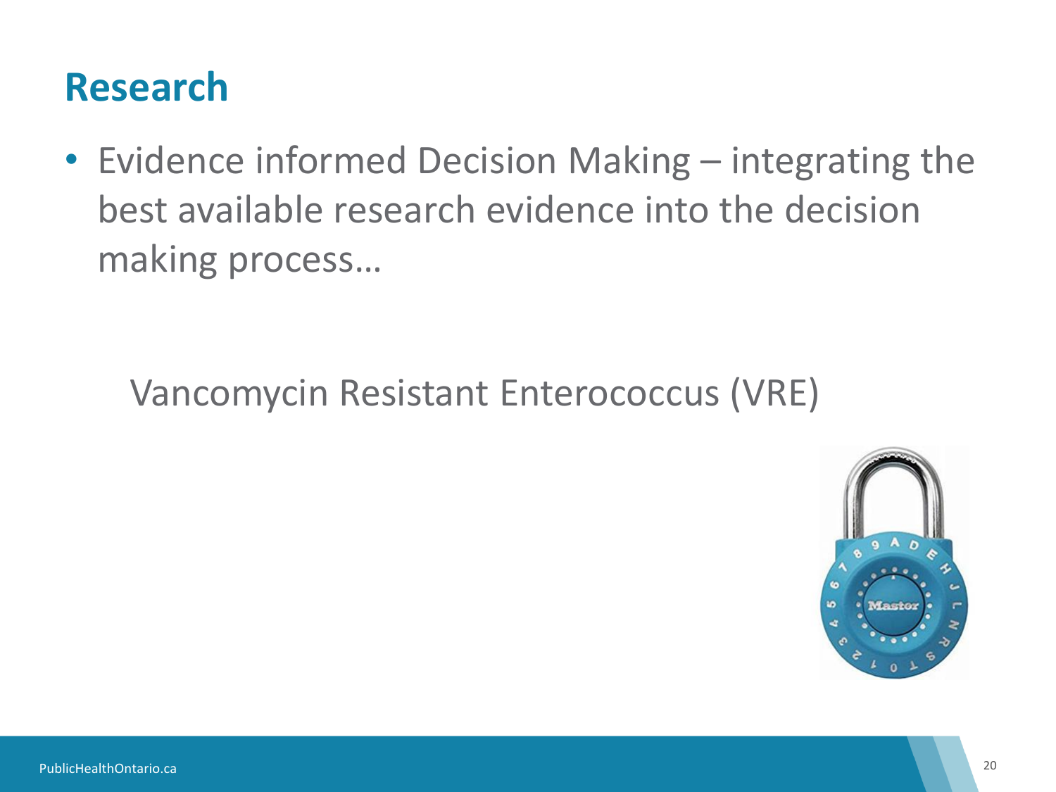# Research

- Evidence informed Decision Making – integrating the best available research evidence into the decision making process…

Vancomycin Resistant Enterococcus (VRE)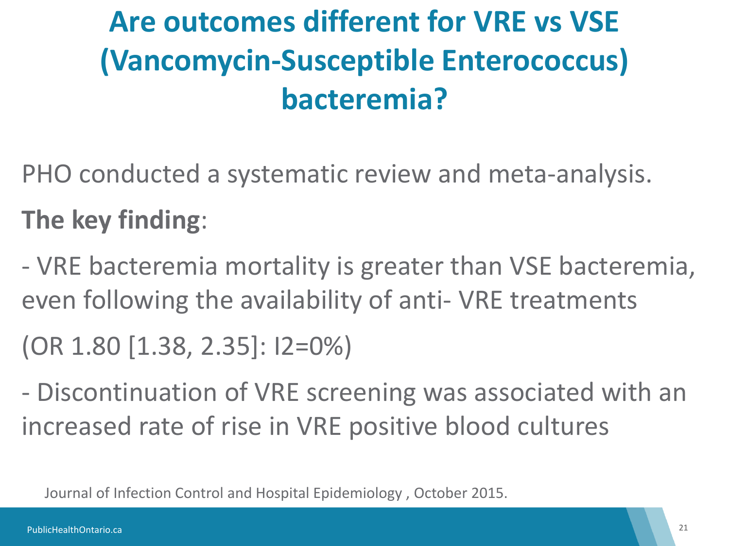# Are outcomes different for VRE vs VSE (Vancomycin-Susceptible Enterococcus) bacteremia?

PHO conducted a systematic review and meta-analysis.

**The key finding**:

- VRE bacteremia mortality is greater than VSE bacteremia, even following the availability of anti- VRE treatments

(OR 1.80 [1.38, 2.35]: $I^2=0\%$)

- Discontinuation of VRE screening was associated with an increased rate of rise in VRE positive blood cultures

Journal of Infection Control and Hospital Epidemiology , October 2015.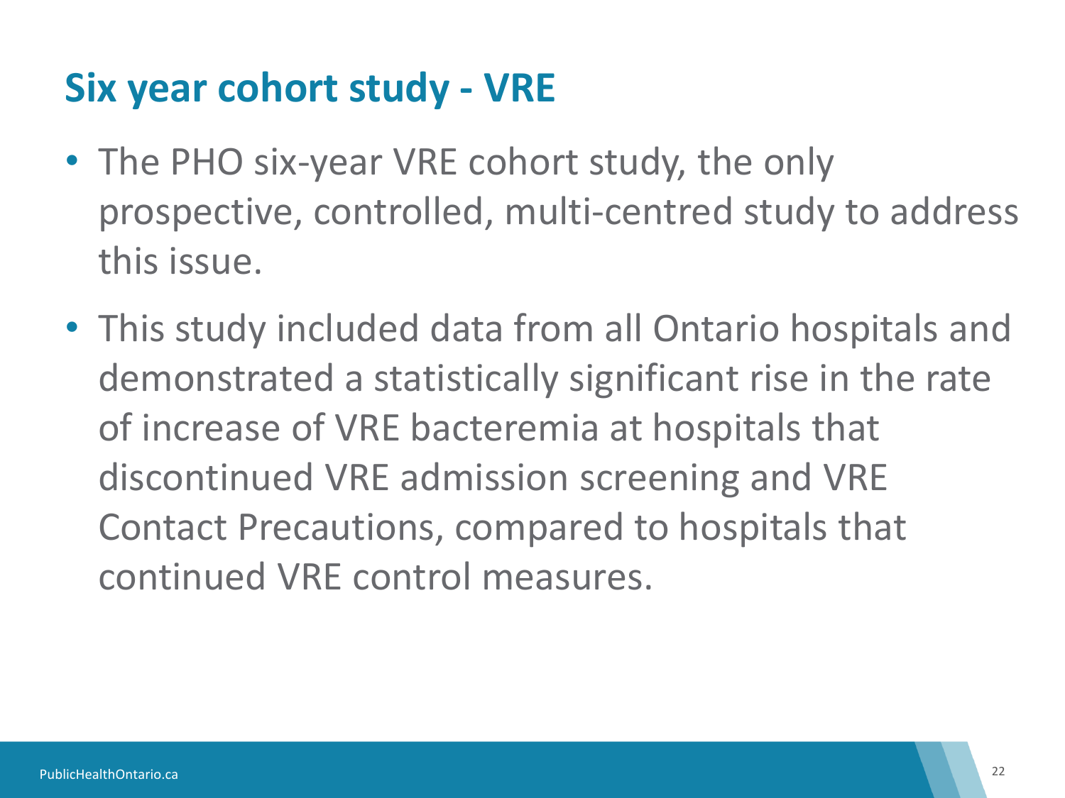# Six year cohort study - VRE

- The PHO six-year VRE cohort study, the only prospective, controlled, multi-centred study to address this issue.
- This study included data from all Ontario hospitals and demonstrated a statistically significant rise in the rate of increase of VRE bacteremia at hospitals that discontinued VRE admission screening and VRE Contact Precautions, compared to hospitals that continued VRE control measures.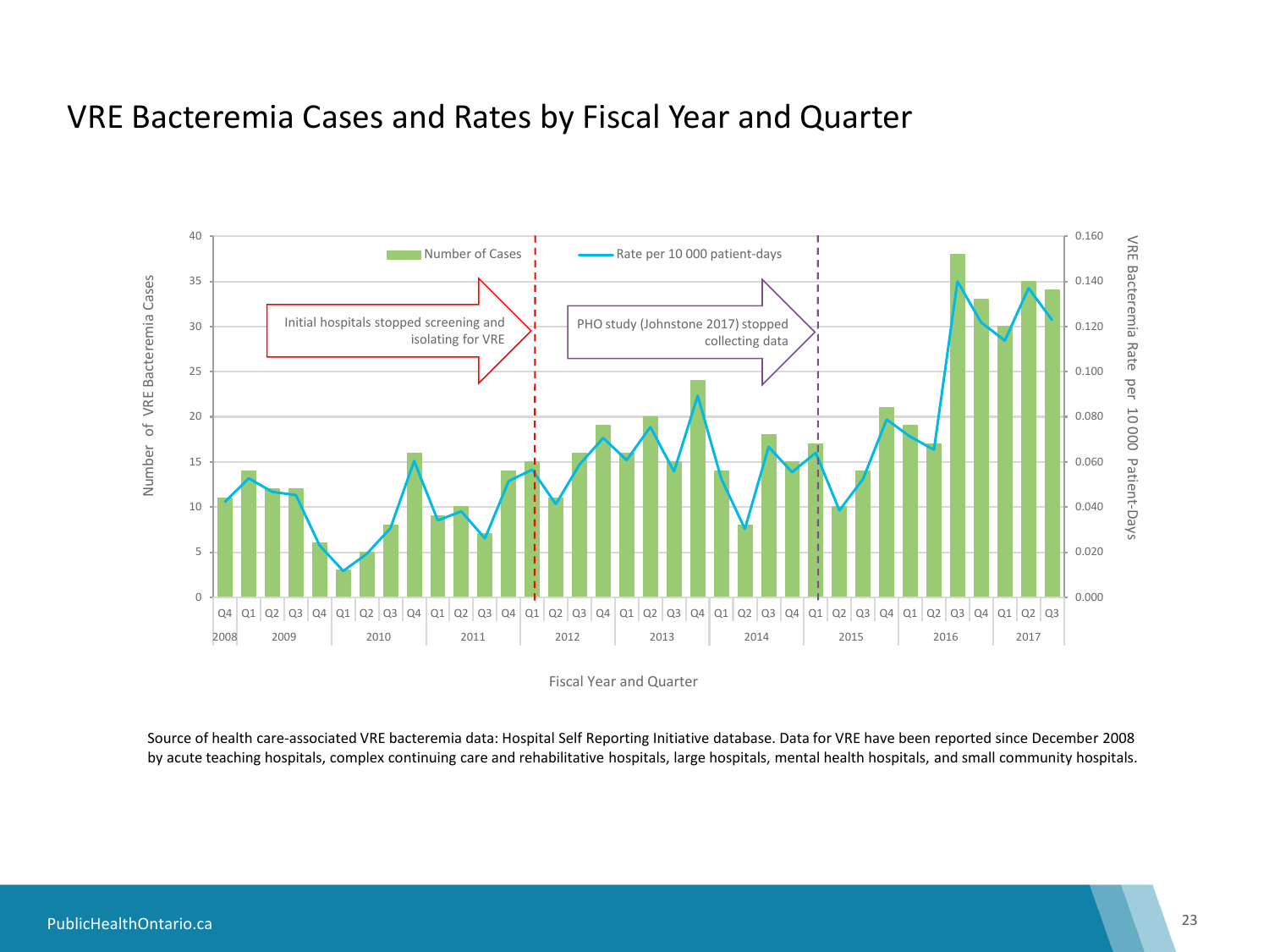# VRE Bacteremia Cases and Rates by Fiscal Year and Quarter

Number of Cases — Rate per 10 000 patient-days

Initial hospitals stopped screening and isolating for VRE

PHO study (Johnstone 2017) stopped collecting data

Number of VRE Bacteremia Cases

VRE Bacteremia Rate per 10 000 Patient-Days

Fiscal Year and Quarter

Source of health care-associated VRE bacteremia data: Hospital Self Reporting Initiative database. Data for VRE have been reported since December 2008 by acute teaching hospitals, complex continuing care and rehabilitative hospitals, large hospitals, mental health hospitals, and small community hospitals.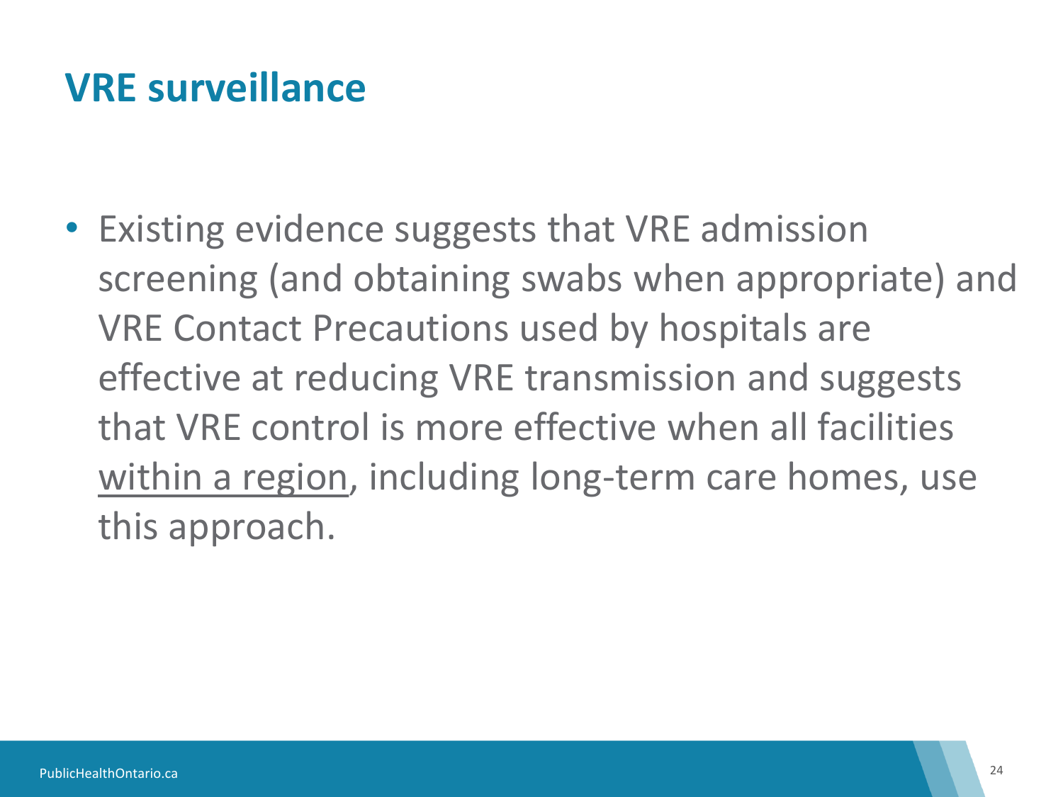# VRE surveillance

- Existing evidence suggests that VRE admission screening (and obtaining swabs when appropriate) and VRE Contact Precautions used by hospitals are effective at reducing VRE transmission and suggests that VRE control is more effective when all facilities <u>within a region</u>, including long-term care homes, use this approach.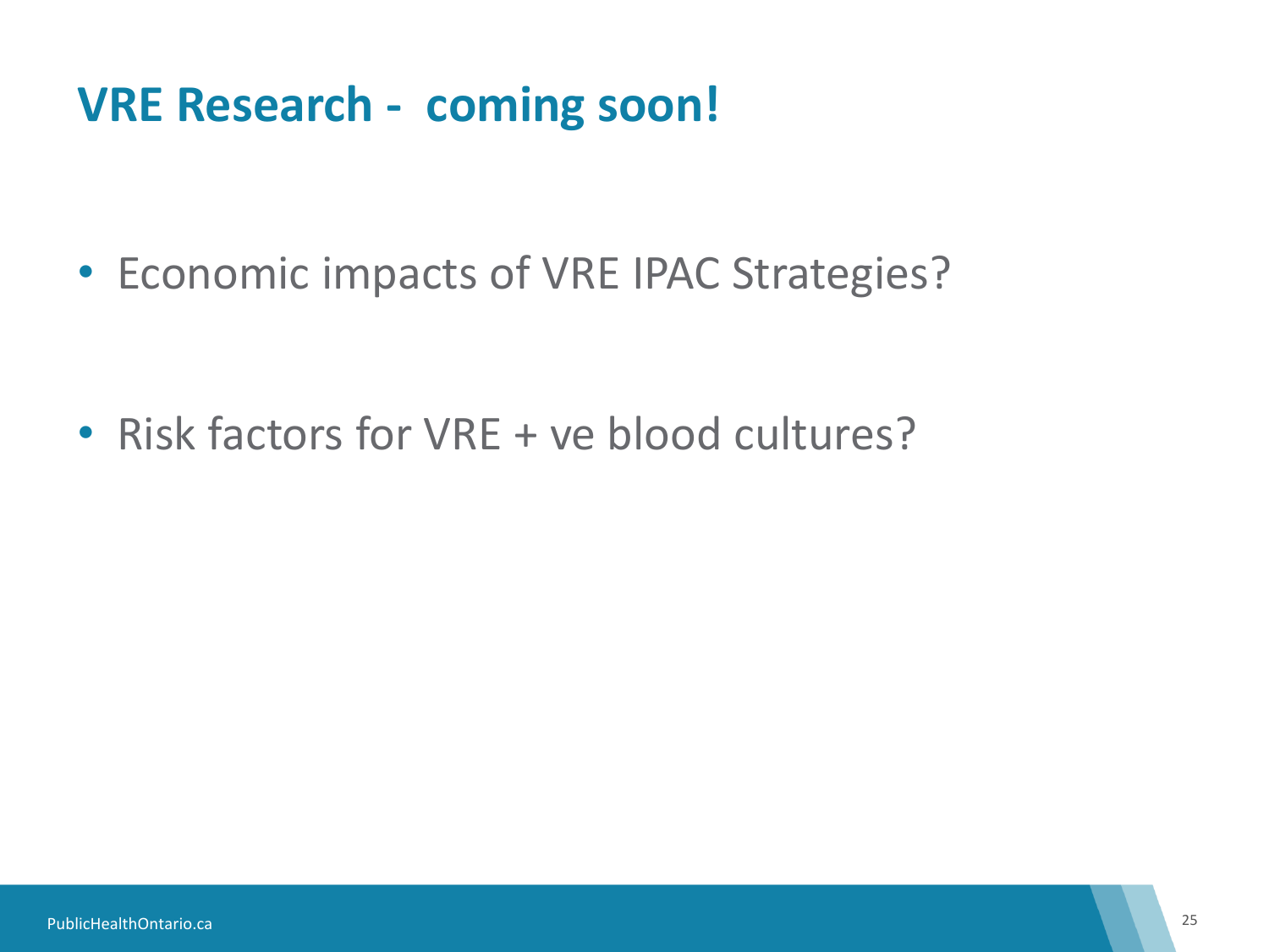# VRE Research - coming soon!

- Economic impacts of VRE IPAC Strategies?
- Risk factors for VRE + ve blood cultures?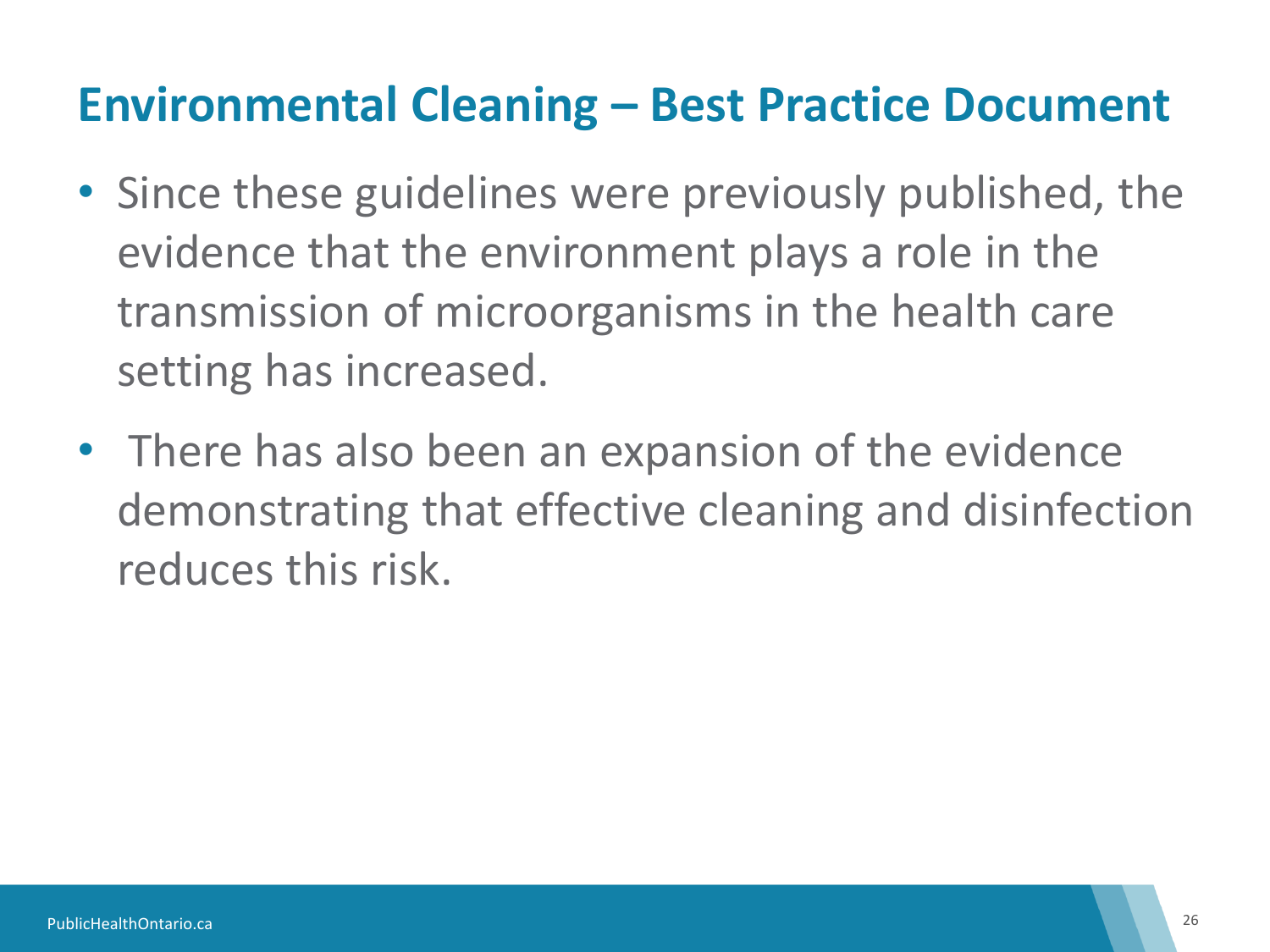# Environmental Cleaning – Best Practice Document

- Since these guidelines were previously published, the evidence that the environment plays a role in the transmission of microorganisms in the health care setting has increased.
- There has also been an expansion of the evidence demonstrating that effective cleaning and disinfection reduces this risk.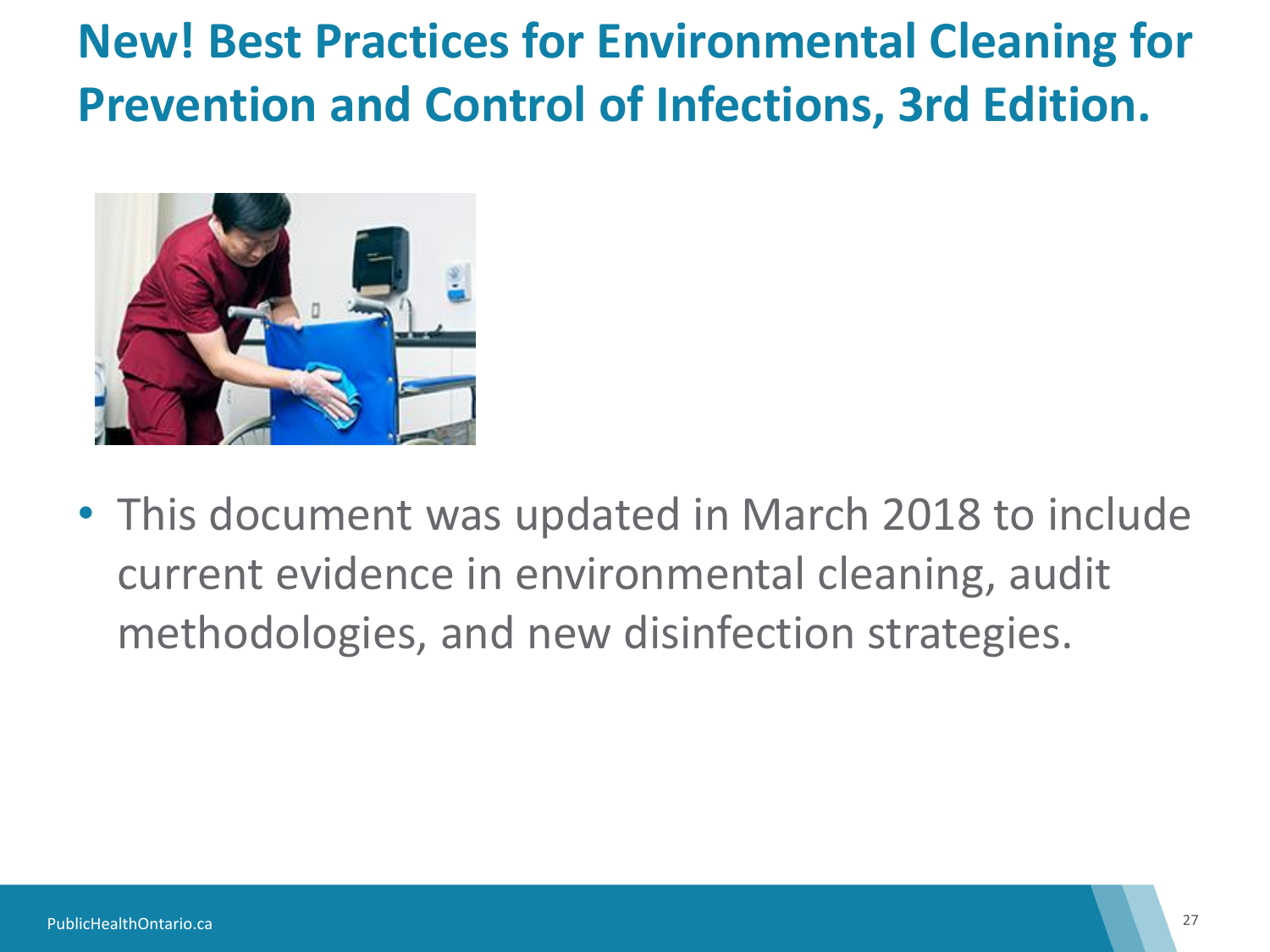# New! Best Practices for Environmental Cleaning for Prevention and Control of Infections, 3rd Edition.

- This document was updated in March 2018 to include current evidence in environmental cleaning, audit methodologies, and new disinfection strategies.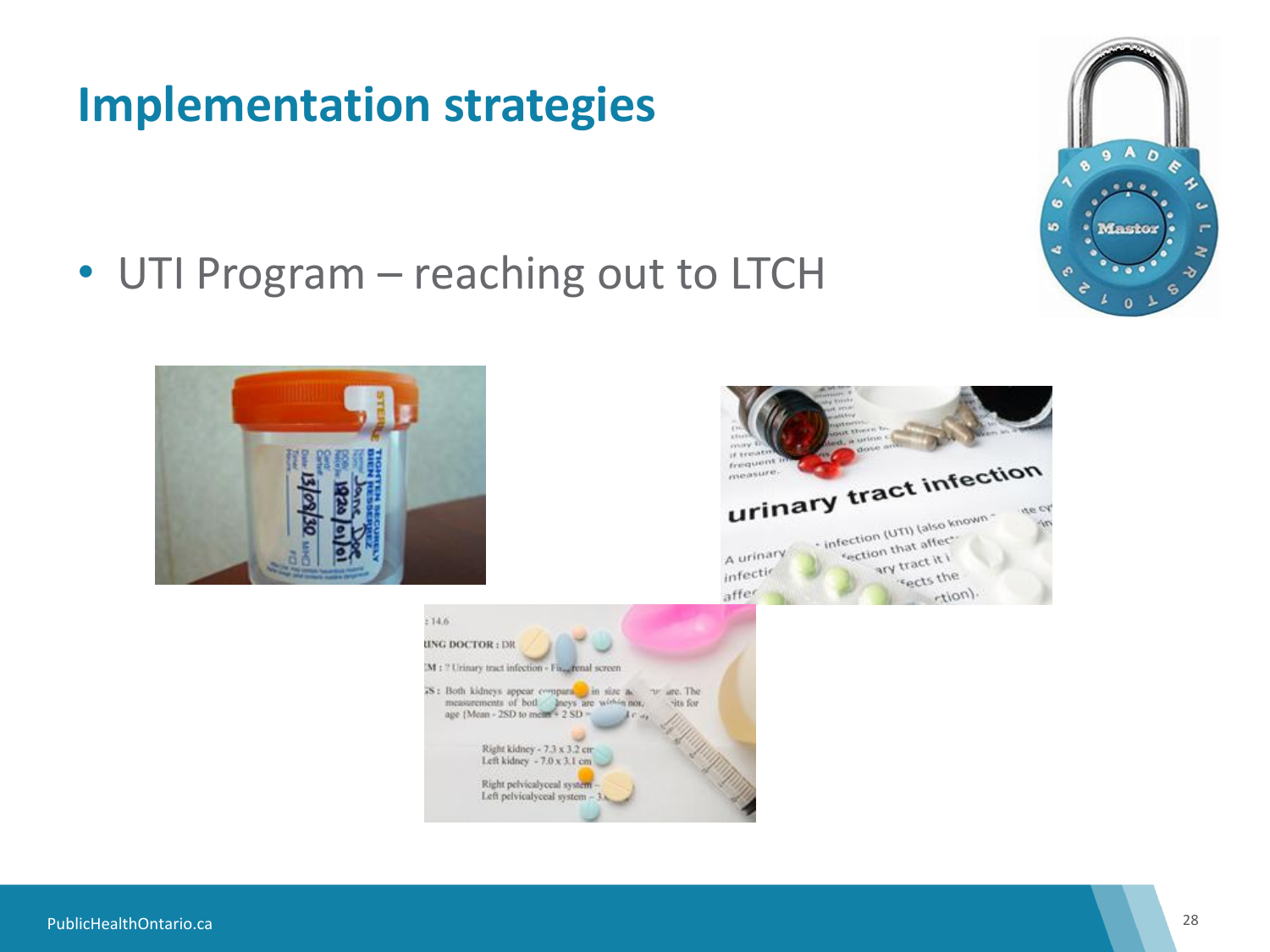# Implementation strategies

- UTI Program – reaching out to LTCH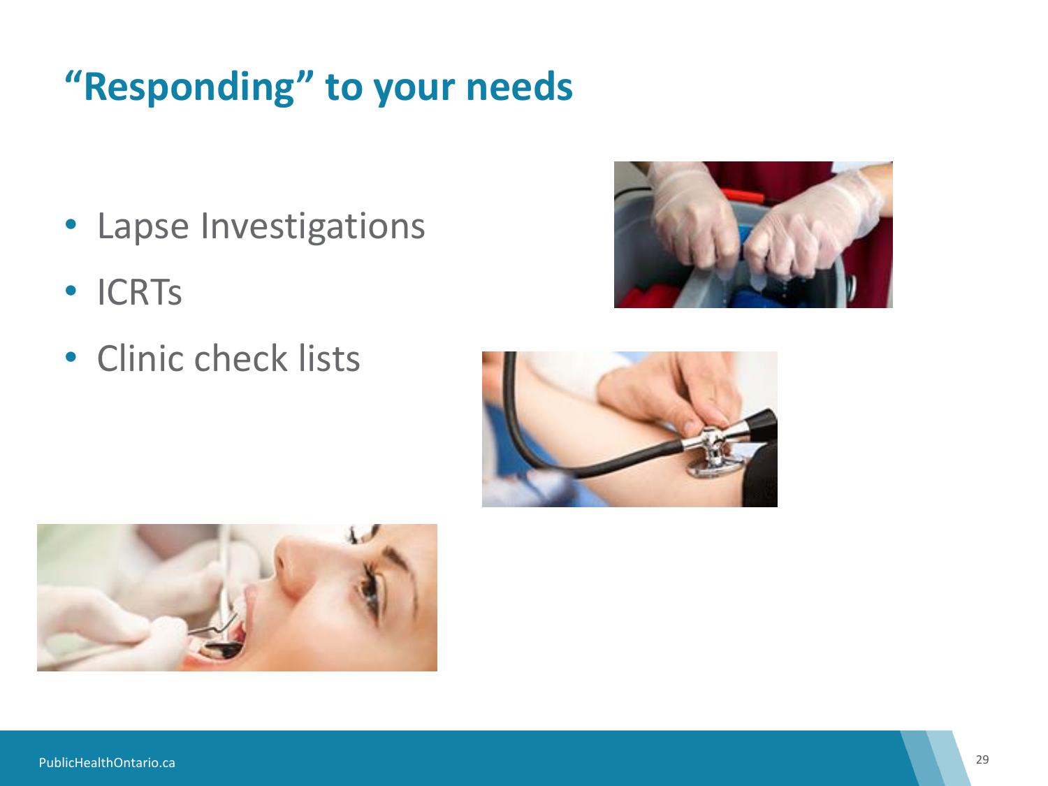## “Responding” to your needs

- Lapse Investigations
- ICRTs
- Clinic check lists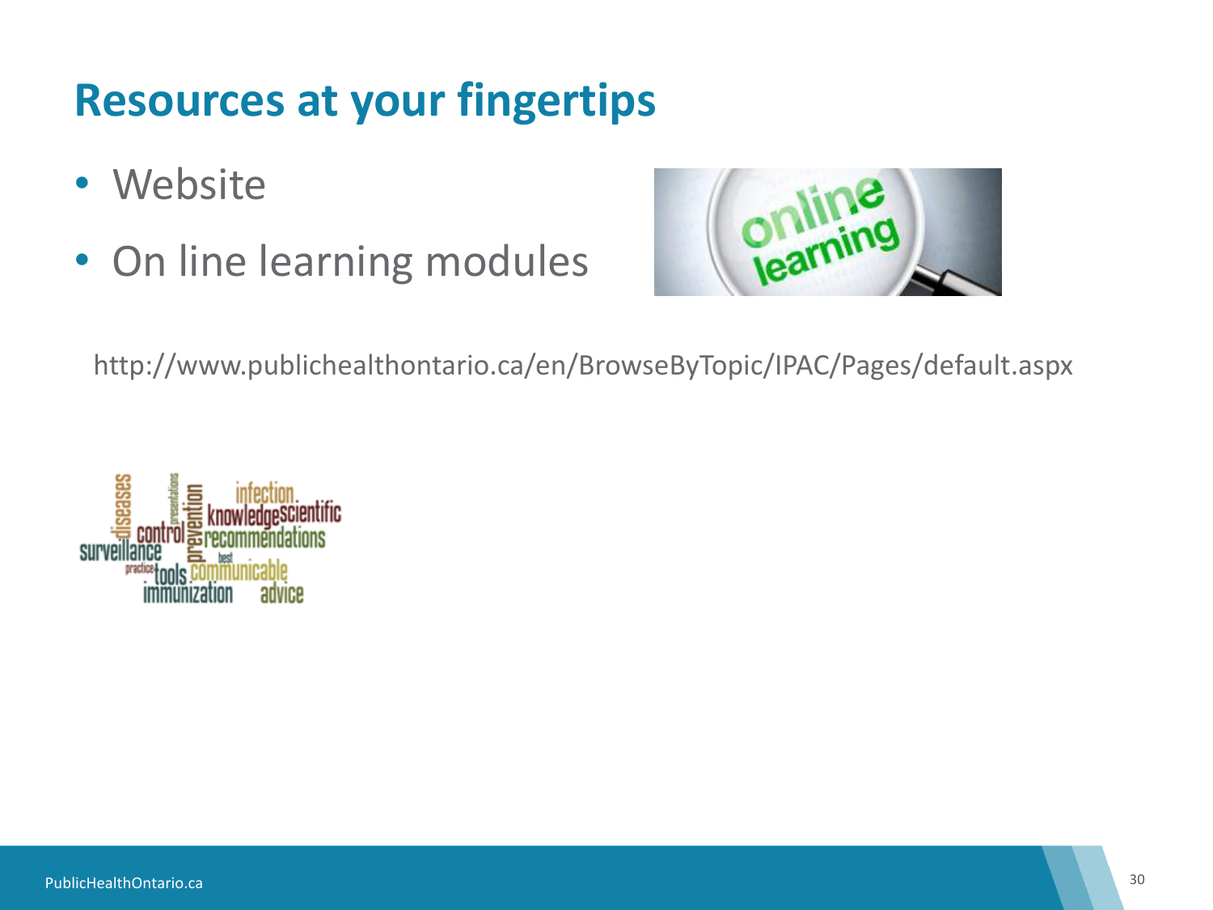# Resources at your fingertips

- Website
- On line learning modules

http://www.publichealthontario.ca/en/BrowseByTopic/IPAC/Pages/default.aspx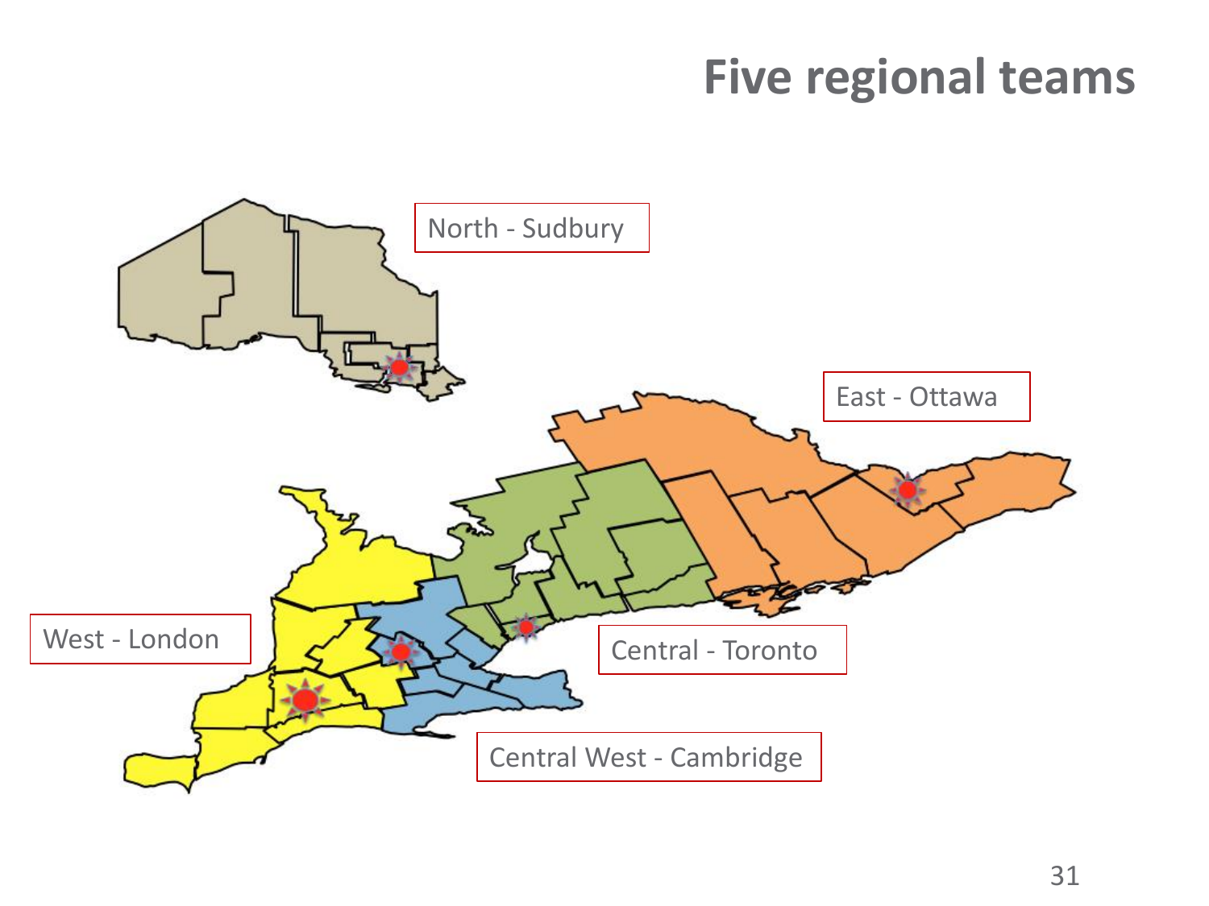# Five regional teams

North - Sudbury

East - Ottawa

West - London

Central - Toronto

Central West - Cambridge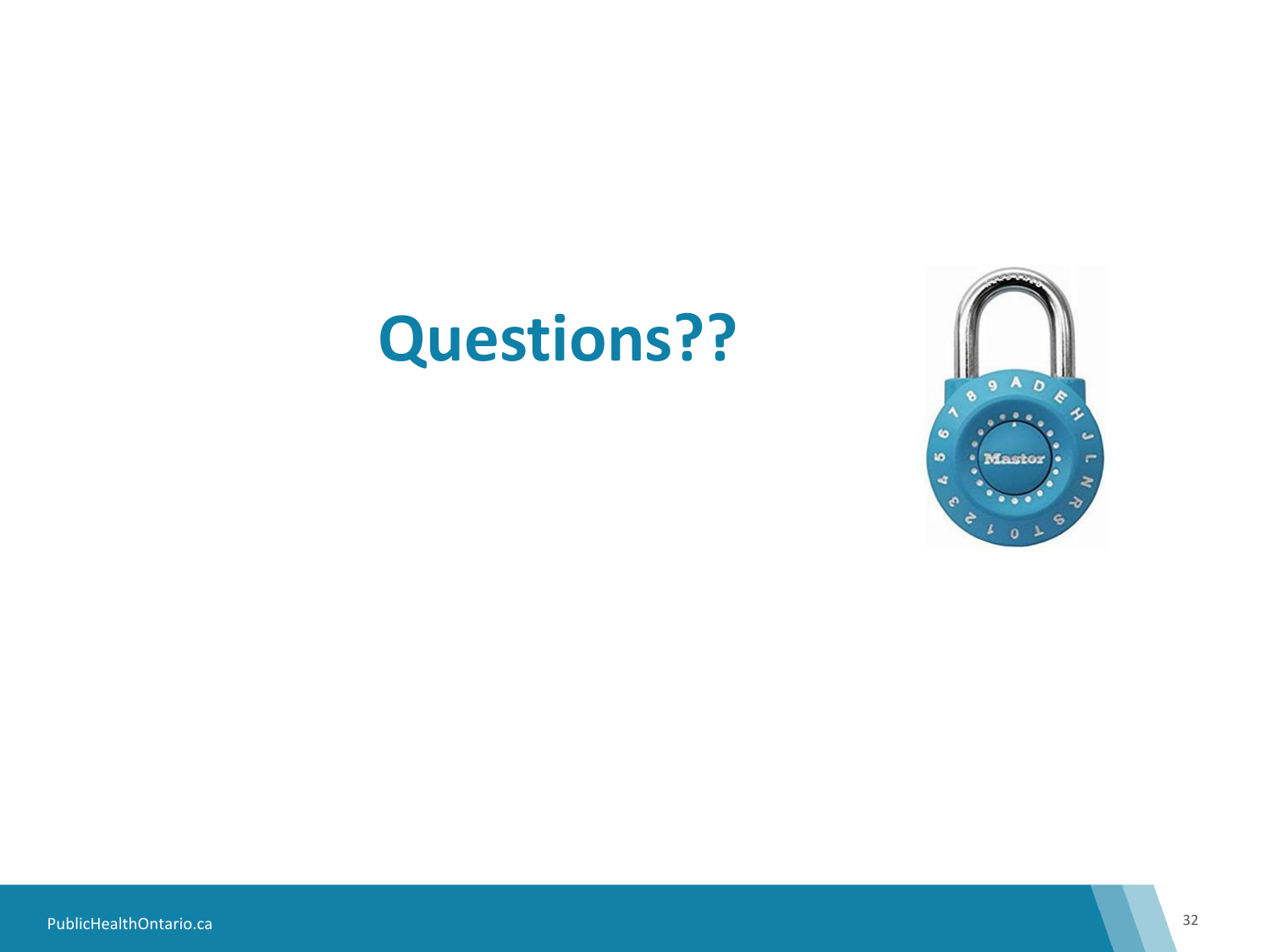# Questions??